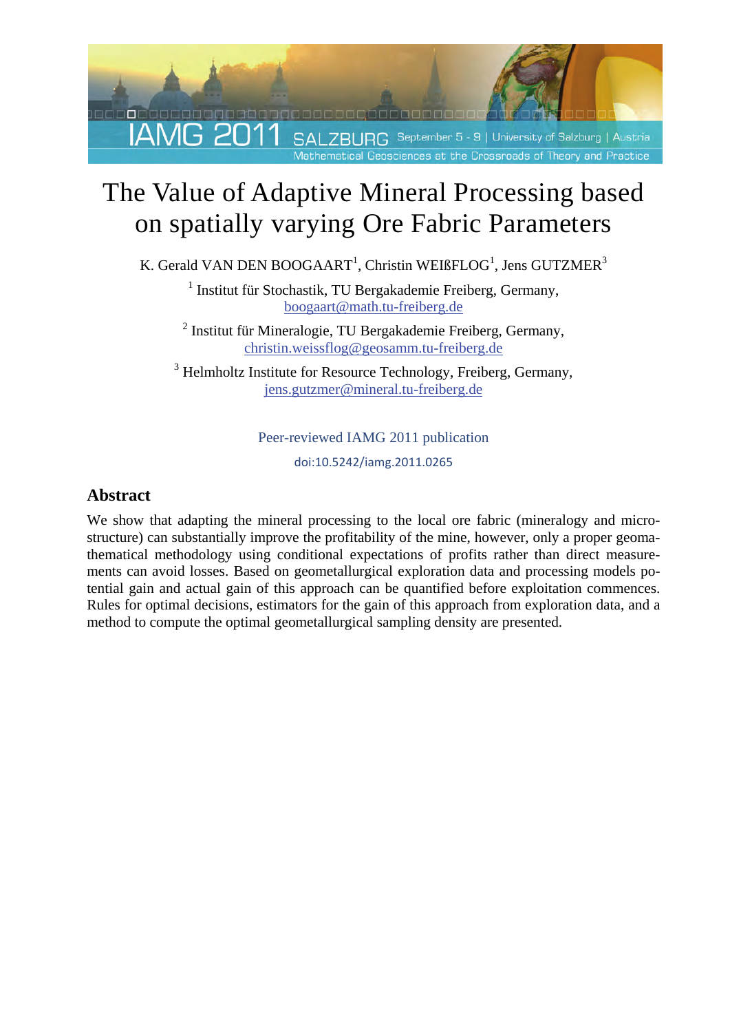# The Value of Adaptive Mineral Processing based on spatially varying Ore Fabric Parameters

K. Gerald VAN DEN BOOGAART[1], Christin WEIßFLOG[1], Jens GUTZMER[3]

[1] Institut für Stochastik, TU Bergakademie Freiberg, Germany, boogaart@math.tu-freiberg.de

[2] Institut für Mineralogie, TU Bergakademie Freiberg, Germany, christin.weissflog@geosamm.tu-freiberg.de

[3] Helmholtz Institute for Resource Technology, Freiberg, Germany, jens.gutzmer@mineral.tu-freiberg.de

Peer-reviewed IAMG 2011 publication

doi:10.5242/iamg.2011.0265

## Abstract

We show that adapting the mineral processing to the local ore fabric (mineralogy and microstructure) can substantially improve the profitability of the mine, however, only a proper geomathematical methodology using conditional expectations of profits rather than direct measurements can avoid losses. Based on geometallurgical exploration data and processing models potential gain and actual gain of this approach can be quantified before exploitation commences. Rules for optimal decisions, estimators for the gain of this approach from exploration data, and a method to compute the optimal geometallurgical sampling density are presented.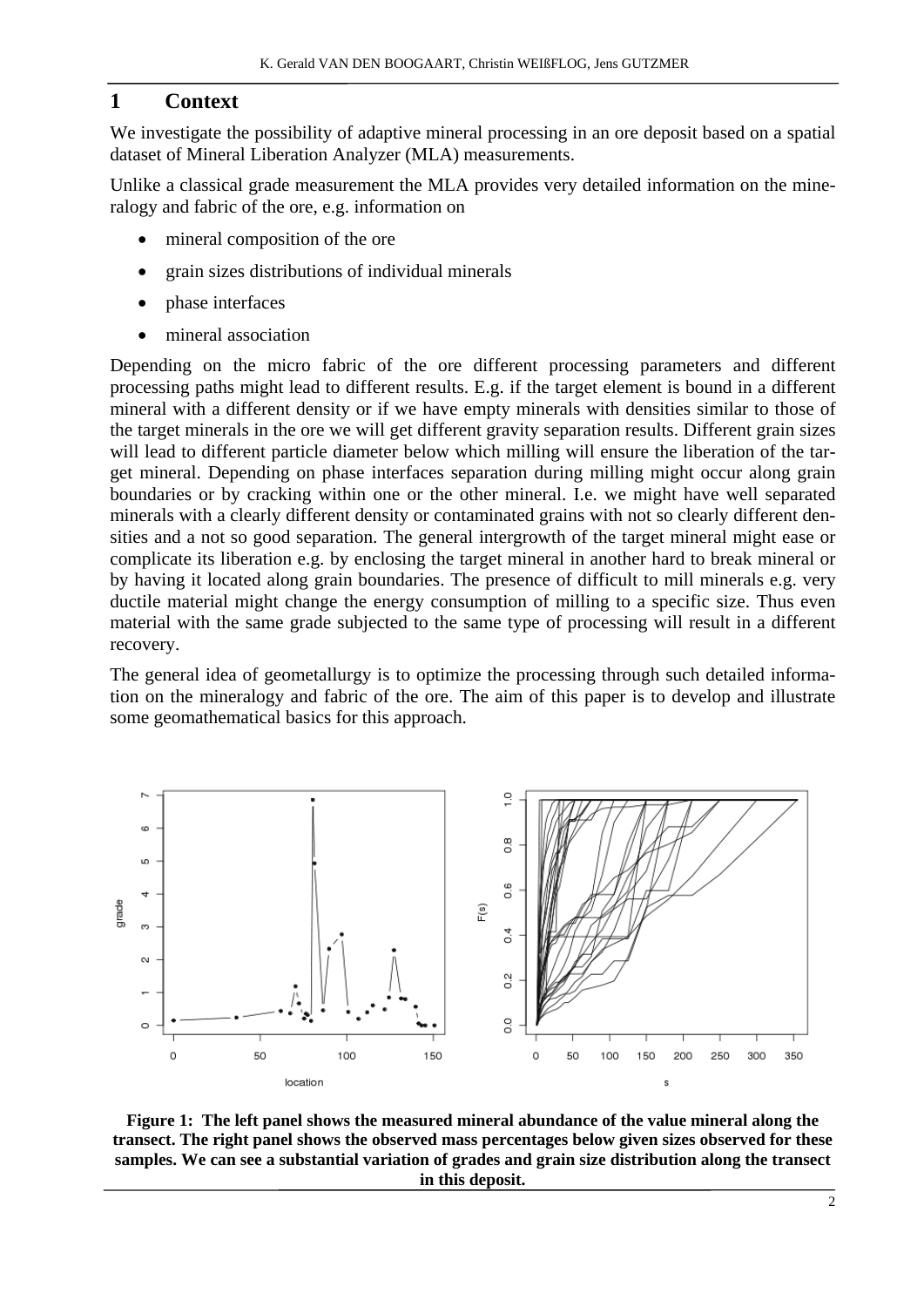# 1 Context

We investigate the possibility of adaptive mineral processing in an ore deposit based on a spatial dataset of Mineral Liberation Analyzer (MLA) measurements.

Unlike a classical grade measurement the MLA provides very detailed information on the mineralogy and fabric of the ore, e.g. information on

- mineral composition of the ore
- grain sizes distributions of individual minerals
- phase interfaces
- mineral association

Depending on the micro fabric of the ore different processing parameters and different processing paths might lead to different results. E.g. if the target element is bound in a different mineral with a different density or if we have empty minerals with densities similar to those of the target minerals in the ore we will get different gravity separation results. Different grain sizes will lead to different particle diameter below which milling will ensure the liberation of the target mineral. Depending on phase interfaces separation during milling might occur along grain boundaries or by cracking within one or the other mineral. I.e. we might have well separated minerals with a clearly different density or contaminated grains with not so clearly different densities and a not so good separation. The general intergrowth of the target mineral might ease or complicate its liberation e.g. by enclosing the target mineral in another hard to break mineral or by having it located along grain boundaries. The presence of difficult to mill minerals e.g. very ductile material might change the energy consumption of milling to a specific size. Thus even material with the same grade subjected to the same type of processing will result in a different recovery.

The general idea of geometallurgy is to optimize the processing through such detailed information on the mineralogy and fabric of the ore. The aim of this paper is to develop and illustrate some geomathematical basics for this approach.

**Figure 1: The left panel shows the measured mineral abundance of the value mineral along the transect. The right panel shows the observed mass percentages below given sizes observed for these samples. We can see a substantial variation of grades and grain size distribution along the transect in this deposit.**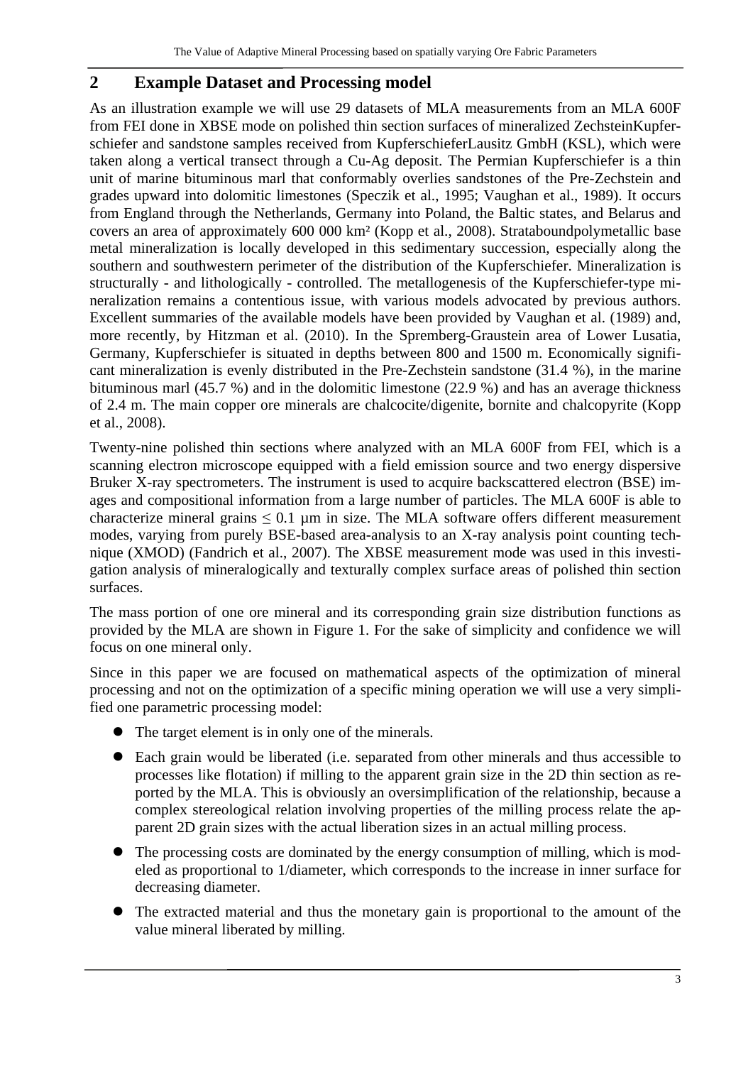## 2 Example Dataset and Processing model

As an illustration example we will use 29 datasets of MLA measurements from an MLA 600F from FEI done in XBSE mode on polished thin section surfaces of mineralized ZechsteinKupferschiefer and sandstone samples received from KupferschieferLausitz GmbH (KSL), which were taken along a vertical transect through a Cu-Ag deposit. The Permian Kupferschiefer is a thin unit of marine bituminous marl that conformably overlies sandstones of the Pre-Zechstein and grades upward into dolomitic limestones (Speczik et al., 1995; Vaughan et al., 1989). It occurs from England through the Netherlands, Germany into Poland, the Baltic states, and Belarus and covers an area of approximately 600 000 km² (Kopp et al., 2008). Strataboundpolymetallic base metal mineralization is locally developed in this sedimentary succession, especially along the southern and southwestern perimeter of the distribution of the Kupferschiefer. Mineralization is structurally - and lithologically - controlled. The metallogenesis of the Kupferschiefer-type mineralization remains a contentious issue, with various models advocated by previous authors. Excellent summaries of the available models have been provided by Vaughan et al. (1989) and, more recently, by Hitzman et al. (2010). In the Spremberg-Graustein area of Lower Lusatia, Germany, Kupferschiefer is situated in depths between 800 and 1500 m. Economically significant mineralization is evenly distributed in the Pre-Zechstein sandstone (31.4 %), in the marine bituminous marl (45.7 %) and in the dolomitic limestone (22.9 %) and has an average thickness of 2.4 m. The main copper ore minerals are chalcocite/digenite, bornite and chalcopyrite (Kopp et al., 2008).

Twenty-nine polished thin sections where analyzed with an MLA 600F from FEI, which is a scanning electron microscope equipped with a field emission source and two energy dispersive Bruker X-ray spectrometers. The instrument is used to acquire backscattered electron (BSE) images and compositional information from a large number of particles. The MLA 600F is able to characterize mineral grains $\leq 0.1$ µm in size. The MLA software offers different measurement modes, varying from purely BSE-based area-analysis to an X-ray analysis point counting technique (XMOD) (Fandrich et al., 2007). The XBSE measurement mode was used in this investigation analysis of mineralogically and texturally complex surface areas of polished thin section surfaces.

The mass portion of one ore mineral and its corresponding grain size distribution functions as provided by the MLA are shown in Figure 1. For the sake of simplicity and confidence we will focus on one mineral only.

Since in this paper we are focused on mathematical aspects of the optimization of mineral processing and not on the optimization of a specific mining operation we will use a very simplified one parametric processing model:

- The target element is in only one of the minerals.
- Each grain would be liberated (i.e. separated from other minerals and thus accessible to processes like flotation) if milling to the apparent grain size in the 2D thin section as reported by the MLA. This is obviously an oversimplification of the relationship, because a complex stereological relation involving properties of the milling process relate the apparent 2D grain sizes with the actual liberation sizes in an actual milling process.
- The processing costs are dominated by the energy consumption of milling, which is modeled as proportional to 1/diameter, which corresponds to the increase in inner surface for decreasing diameter.
- The extracted material and thus the monetary gain is proportional to the amount of the value mineral liberated by milling.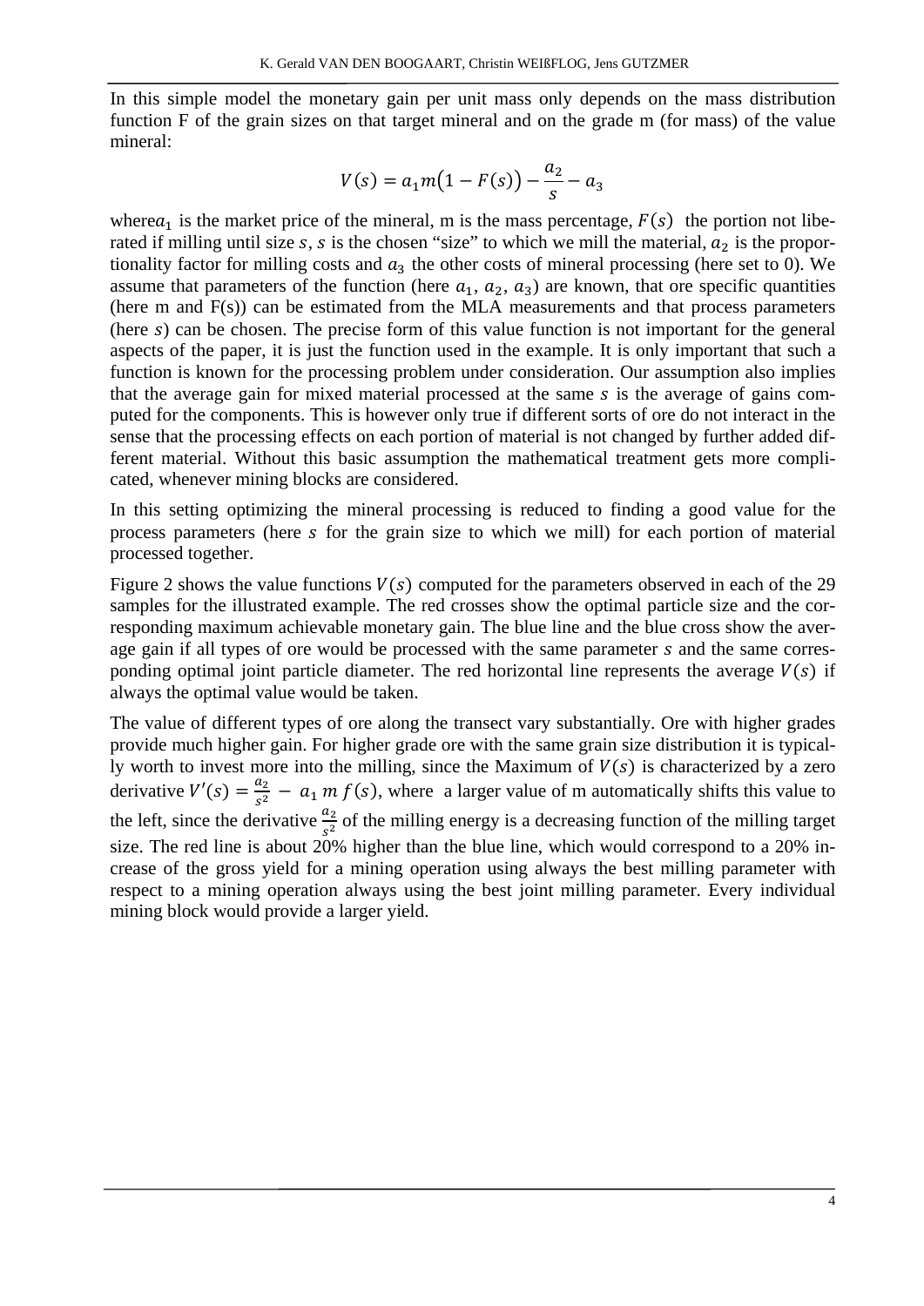In this simple model the monetary gain per unit mass only depends on the mass distribution function F of the grain sizes on that target mineral and on the grade m (for mass) of the value mineral:

$$V(s) = a_1 m\big(1 - F(s)\big) - \frac{a_2}{s} - a_3$$

where$a_1$ is the market price of the mineral, m is the mass percentage, $F(s)$ the portion not liberated if milling until size $s$, $s$ is the chosen "size" to which we mill the material, $a_2$ is the proportionality factor for milling costs and $a_3$ the other costs of mineral processing (here set to 0). We assume that parameters of the function (here $a_1$, $a_2$, $a_3$) are known, that ore specific quantities (here m and F(s)) can be estimated from the MLA measurements and that process parameters (here $s$) can be chosen. The precise form of this value function is not important for the general aspects of the paper, it is just the function used in the example. It is only important that such a function is known for the processing problem under consideration. Our assumption also implies that the average gain for mixed material processed at the same $s$ is the average of gains computed for the components. This is however only true if different sorts of ore do not interact in the sense that the processing effects on each portion of material is not changed by further added different material. Without this basic assumption the mathematical treatment gets more complicated, whenever mining blocks are considered.

In this setting optimizing the mineral processing is reduced to finding a good value for the process parameters (here $s$ for the grain size to which we mill) for each portion of material processed together.

Figure 2 shows the value functions $V(s)$ computed for the parameters observed in each of the 29 samples for the illustrated example. The red crosses show the optimal particle size and the corresponding maximum achievable monetary gain. The blue line and the blue cross show the average gain if all types of ore would be processed with the same parameter $s$ and the same corresponding optimal joint particle diameter. The red horizontal line represents the average $V(s)$ if always the optimal value would be taken.

The value of different types of ore along the transect vary substantially. Ore with higher grades provide much higher gain. For higher grade ore with the same grain size distribution it is typically worth to invest more into the milling, since the Maximum of $V(s)$ is characterized by a zero derivative $V'(s) = \frac{a_2}{s^2} - a_1\, m\, f(s)$, where a larger value of m automatically shifts this value to the left, since the derivative $\frac{a_2}{s^2}$ of the milling energy is a decreasing function of the milling target size. The red line is about 20% higher than the blue line, which would correspond to a 20% increase of the gross yield for a mining operation using always the best milling parameter with respect to a mining operation always using the best joint milling parameter. Every individual mining block would provide a larger yield.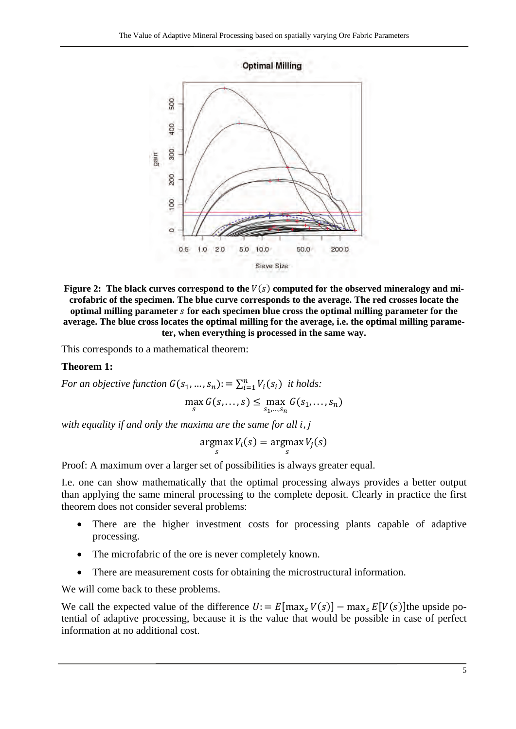Figure 2: The black curves correspond to the $V(s)$ computed for the observed mineralogy and microfabric of the specimen. The blue curve corresponds to the average. The red crosses locate the optimal milling parameter $s$ for each specimen blue cross the optimal milling parameter for the average. The blue cross locates the optimal milling for the average, i.e. the optimal milling parameter, when everything is processed in the same way.

This corresponds to a mathematical theorem:

**Theorem 1:**

*For an objective function* $G(s_1, \ldots, s_n) := \sum_{i=1}^{n} V_i(s_i)$ *it holds:*

$$\max_{s} G(s, \ldots, s) \leq \max_{s_1, \ldots, s_n} G(s_1, \ldots, s_n)$$

*with equality if and only the maxima are the same for all* $i, j$

$$\operatorname*{argmax}_{s} V_i(s) = \operatorname*{argmax}_{s} V_j(s)$$

Proof: A maximum over a larger set of possibilities is always greater equal.

I.e. one can show mathematically that the optimal processing always provides a better output than applying the same mineral processing to the complete deposit. Clearly in practice the first theorem does not consider several problems:

- There are the higher investment costs for processing plants capable of adaptive processing.
- The microfabric of the ore is never completely known.
- There are measurement costs for obtaining the microstructural information.

We will come back to these problems.

We call the expected value of the difference $U := E[\max_s V(s)] - \max_s E[V(s)]$the upside potential of adaptive processing, because it is the value that would be possible in case of perfect information at no additional cost.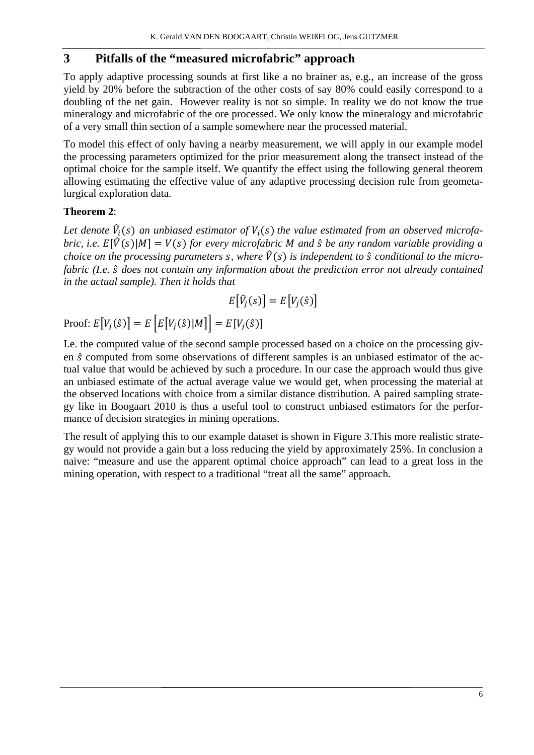## 3 Pitfalls of the "measured microfabric" approach

To apply adaptive processing sounds at first like a no brainer as, e.g., an increase of the gross yield by 20% before the subtraction of the other costs of say 80% could easily correspond to a doubling of the net gain. However reality is not so simple. In reality we do not know the true mineralogy and microfabric of the ore processed. We only know the mineralogy and microfabric of a very small thin section of a sample somewhere near the processed material.

To model this effect of only having a nearby measurement, we will apply in our example model the processing parameters optimized for the prior measurement along the transect instead of the optimal choice for the sample itself. We quantify the effect using the following general theorem allowing estimating the effective value of any adaptive processing decision rule from geometallurgical exploration data.

**Theorem 2**:

*Let denote $\hat{V}_i(s)$ an unbiased estimator of $V_i(s)$ the value estimated from an observed microfabric, i.e. $E[\hat{V}(s)|M] = V(s)$ for every microfabric $M$ and $\hat{s}$ be any random variable providing a choice on the processing parameters $s$, where $\hat{V}(s)$ is independent to $\hat{s}$ conditional to the microfabric (I.e. $\hat{s}$ does not contain any information about the prediction error not already contained in the actual sample). Then it holds that*

$$E\left[\hat{V}_j(s)\right] = E\left[V_j(\hat{s})\right]$$

Proof: $E\left[V_j(\hat{s})\right] = E\left[E\left[V_j(\hat{s})|M\right]\right] = E\left[V_j(\hat{s})\right]$

I.e. the computed value of the second sample processed based on a choice on the processing given $\hat{s}$ computed from some observations of different samples is an unbiased estimator of the actual value that would be achieved by such a procedure. In our case the approach would thus give an unbiased estimate of the actual average value we would get, when processing the material at the observed locations with choice from a similar distance distribution. A paired sampling strategy like in Boogaart 2010 is thus a useful tool to construct unbiased estimators for the performance of decision strategies in mining operations.

The result of applying this to our example dataset is shown in Figure 3.This more realistic strategy would not provide a gain but a loss reducing the yield by approximately 25%. In conclusion a naive: "measure and use the apparent optimal choice approach" can lead to a great loss in the mining operation, with respect to a traditional "treat all the same" approach.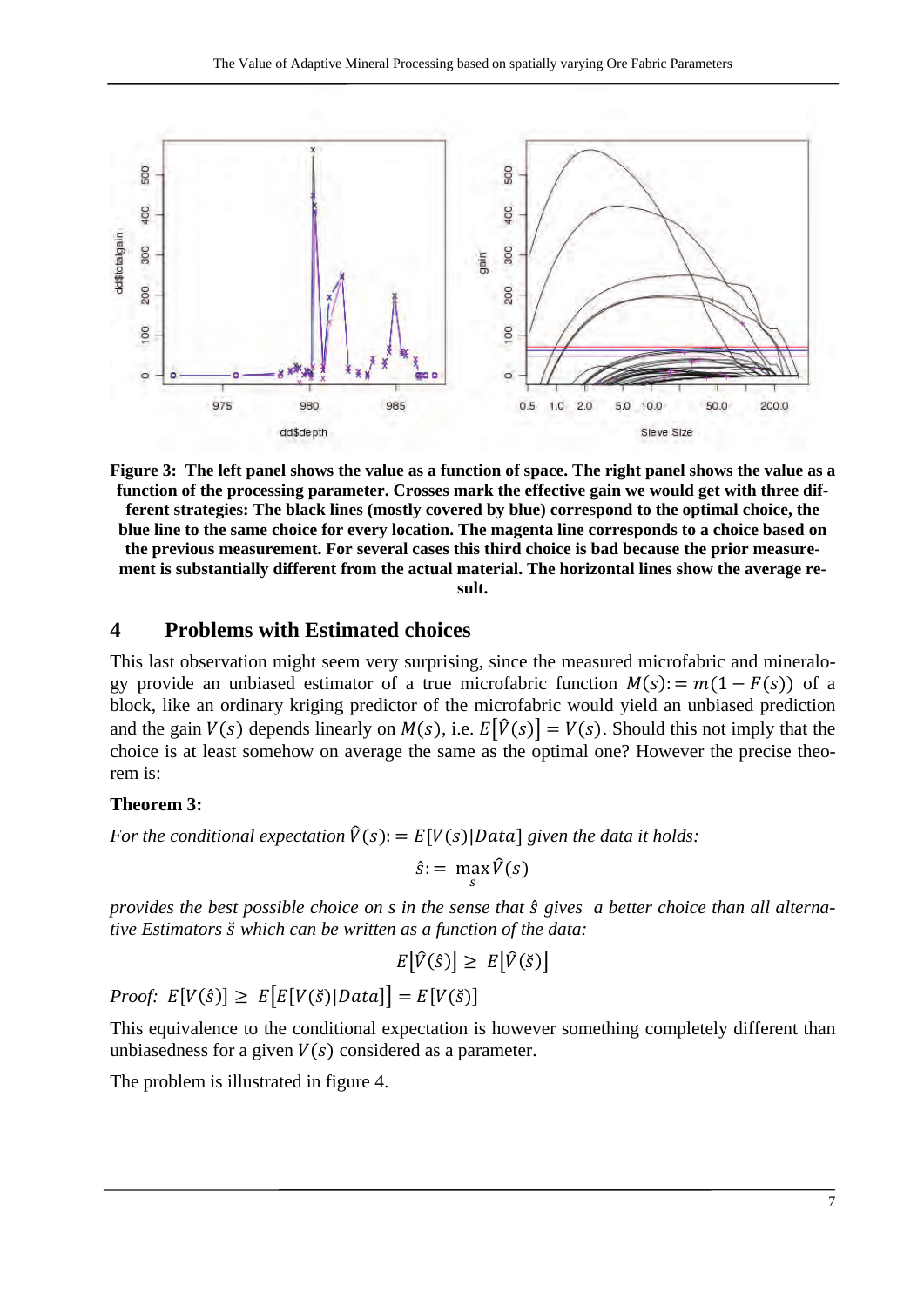**Figure 3: The left panel shows the value as a function of space. The right panel shows the value as a function of the processing parameter. Crosses mark the effective gain we would get with three different strategies: The black lines (mostly covered by blue) correspond to the optimal choice, the blue line to the same choice for every location. The magenta line corresponds to a choice based on the previous measurement. For several cases this third choice is bad because the prior measurement is substantially different from the actual material. The horizontal lines show the average result.**

## 4 Problems with Estimated choices

This last observation might seem very surprising, since the measured microfabric and mineralogy provide an unbiased estimator of a true microfabric function $M(s) := m(1 - F(s))$ of a block, like an ordinary kriging predictor of the microfabric would yield an unbiased prediction and the gain $V(s)$ depends linearly on $M(s)$, i.e. $E[\hat{V}(s)] = V(s)$. Should this not imply that the choice is at least somehow on average the same as the optimal one? However the precise theorem is:

**Theorem 3:**

*For the conditional expectation* $\hat{V}(s) := E[V(s)|Data]$ *given the data it holds:*

$$\hat{s} := \max_s \hat{V}(s)$$

*provides the best possible choice on s in the sense that* $\hat{s}$ *gives a better choice than all alternative Estimators* $\check{s}$ *which can be written as a function of the data:*

$$E[\hat{V}(\hat{s})] \geq E[\hat{V}(\check{s})]$$

*Proof:* $E[V(\hat{s})] \geq E[E[V(\check{s})|Data]] = E[V(\check{s})]$

This equivalence to the conditional expectation is however something completely different than unbiasedness for a given $V(s)$ considered as a parameter.

The problem is illustrated in figure 4.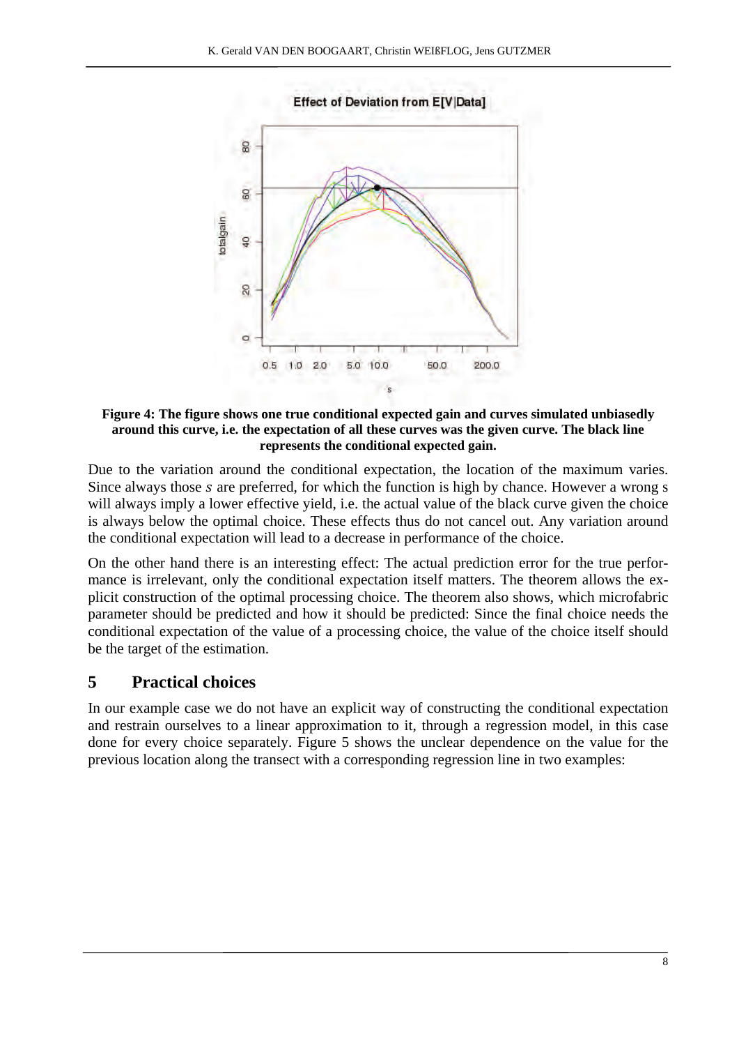**Figure 4: The figure shows one true conditional expected gain and curves simulated unbiasedly around this curve, i.e. the expectation of all these curves was the given curve. The black line represents the conditional expected gain.**

Due to the variation around the conditional expectation, the location of the maximum varies. Since always those *s* are preferred, for which the function is high by chance. However a wrong s will always imply a lower effective yield, i.e. the actual value of the black curve given the choice is always below the optimal choice. These effects thus do not cancel out. Any variation around the conditional expectation will lead to a decrease in performance of the choice.

On the other hand there is an interesting effect: The actual prediction error for the true performance is irrelevant, only the conditional expectation itself matters. The theorem allows the explicit construction of the optimal processing choice. The theorem also shows, which microfabric parameter should be predicted and how it should be predicted: Since the final choice needs the conditional expectation of the value of a processing choice, the value of the choice itself should be the target of the estimation.

## 5 Practical choices

In our example case we do not have an explicit way of constructing the conditional expectation and restrain ourselves to a linear approximation to it, through a regression model, in this case done for every choice separately. Figure 5 shows the unclear dependence on the value for the previous location along the transect with a corresponding regression line in two examples: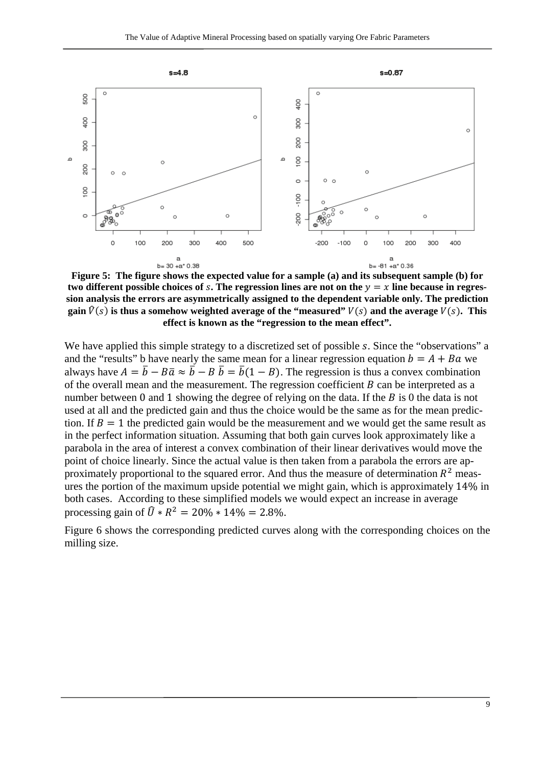**Figure 5: The figure shows the expected value for a sample (a) and its subsequent sample (b) for two different possible choices of $s$. The regression lines are not on the $y = x$ line because in regression analysis the errors are asymmetrically assigned to the dependent variable only. The prediction gain $\hat{V}(s)$ is thus a somehow weighted average of the "measured" $V(s)$ and the average $V(s)$. This effect is known as the "regression to the mean effect".**

We have applied this simple strategy to a discretized set of possible $s$. Since the "observations" a and the "results" b have nearly the same mean for a linear regression equation $b = A + Ba$ we always have $A = \bar{b} - B\bar{a} \approx \bar{b} - B\,\bar{b} = \bar{b}(1 - B)$. The regression is thus a convex combination of the overall mean and the measurement. The regression coefficient $B$ can be interpreted as a number between 0 and 1 showing the degree of relying on the data. If the $B$ is 0 the data is not used at all and the predicted gain and thus the choice would be the same as for the mean prediction. If $B = 1$ the predicted gain would be the measurement and we would get the same result as in the perfect information situation. Assuming that both gain curves look approximately like a parabola in the area of interest a convex combination of their linear derivatives would move the point of choice linearly. Since the actual value is then taken from a parabola the errors are approximately proportional to the squared error. And thus the measure of determination $R^2$ measures the portion of the maximum upside potential we might gain, which is approximately 14% in both cases. According to these simplified models we would expect an increase in average processing gain of $\hat{U} * R^2 = 20\% * 14\% = 2.8\%$.

Figure 6 shows the corresponding predicted curves along with the corresponding choices on the milling size.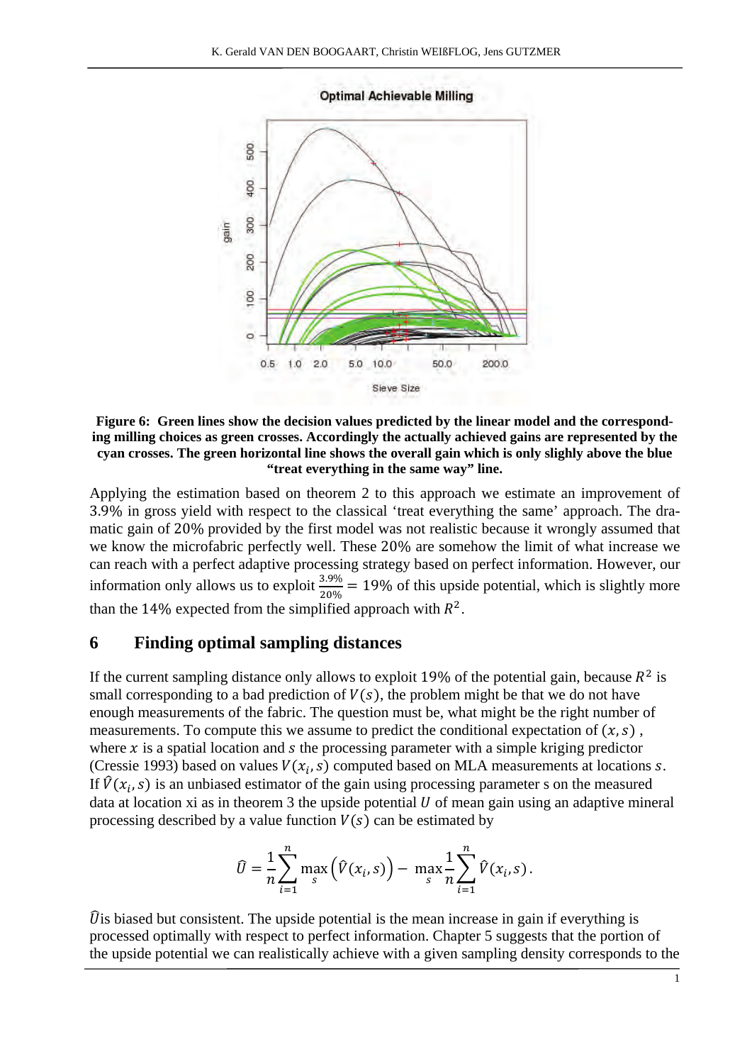**Figure 6: Green lines show the decision values predicted by the linear model and the corresponding milling choices as green crosses. Accordingly the actually achieved gains are represented by the cyan crosses. The green horizontal line shows the overall gain which is only slighly above the blue "treat everything in the same way" line.**

Applying the estimation based on theorem 2 to this approach we estimate an improvement of 3.9% in gross yield with respect to the classical 'treat everything the same' approach. The dramatic gain of 20% provided by the first model was not realistic because it wrongly assumed that we know the microfabric perfectly well. These 20% are somehow the limit of what increase we can reach with a perfect adaptive processing strategy based on perfect information. However, our information only allows us to exploit $\frac{3.9\%}{20\%} = 19\%$ of this upside potential, which is slightly more than the 14% expected from the simplified approach with $R^2$.

## 6 Finding optimal sampling distances

If the current sampling distance only allows to exploit 19% of the potential gain, because $R^2$ is small corresponding to a bad prediction of $V(s)$, the problem might be that we do not have enough measurements of the fabric. The question must be, what might be the right number of measurements. To compute this we assume to predict the conditional expectation of $(x, s)$, where $x$ is a spatial location and $s$ the processing parameter with a simple kriging predictor (Cressie 1993) based on values $V(x_i, s)$ computed based on MLA measurements at locations $s$. If $\hat{V}(x_i, s)$ is an unbiased estimator of the gain using processing parameter s on the measured data at location xi as in theorem 3 the upside potential $U$ of mean gain using an adaptive mineral processing described by a value function $V(s)$ can be estimated by

$$\hat{U} = \frac{1}{n}\sum_{i=1}^{n} \max_{s}\left(\hat{V}(x_i, s)\right) - \max_{s}\frac{1}{n}\sum_{i=1}^{n} \hat{V}(x_i, s).$$

$\hat{U}$is biased but consistent. The upside potential is the mean increase in gain if everything is processed optimally with respect to perfect information. Chapter 5 suggests that the portion of the upside potential we can realistically achieve with a given sampling density corresponds to the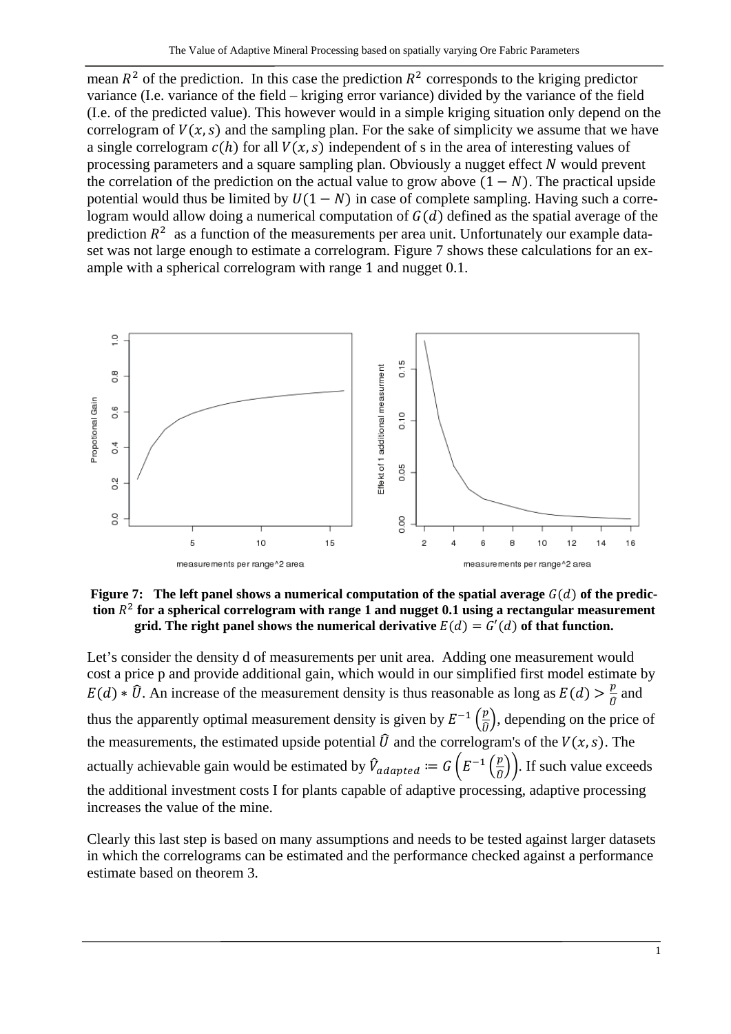mean $R^2$ of the prediction. In this case the prediction $R^2$ corresponds to the kriging predictor variance (I.e. variance of the field – kriging error variance) divided by the variance of the field (I.e. of the predicted value). This however would in a simple kriging situation only depend on the correlogram of $V(x,s)$ and the sampling plan. For the sake of simplicity we assume that we have a single correlogram $c(h)$ for all $V(x,s)$ independent of s in the area of interesting values of processing parameters and a square sampling plan. Obviously a nugget effect $N$ would prevent the correlation of the prediction on the actual value to grow above $(1-N)$. The practical upside potential would thus be limited by $U(1-N)$ in case of complete sampling. Having such a correlogram would allow doing a numerical computation of $G(d)$ defined as the spatial average of the prediction $R^2$ as a function of the measurements per area unit. Unfortunately our example dataset was not large enough to estimate a correlogram. Figure 7 shows these calculations for an example with a spherical correlogram with range 1 and nugget 0.1.

**Figure 7: The left panel shows a numerical computation of the spatial average $G(d)$ of the prediction $R^2$ for a spherical correlogram with range 1 and nugget 0.1 using a rectangular measurement grid. The right panel shows the numerical derivative $E(d) = G'(d)$ of that function.**

Let's consider the density d of measurements per unit area. Adding one measurement would cost a price p and provide additional gain, which would in our simplified first model estimate by $E(d) * \hat{U}$. An increase of the measurement density is thus reasonable as long as $E(d) > \frac{p}{\hat{U}}$ and thus the apparently optimal measurement density is given by $E^{-1}\left(\frac{p}{\hat{U}}\right)$, depending on the price of the measurements, the estimated upside potential $\hat{U}$ and the correlogram's of the $V(x,s)$. The actually achievable gain would be estimated by $\hat{V}_{adapted} := G\left(E^{-1}\left(\frac{p}{\hat{U}}\right)\right)$. If such value exceeds the additional investment costs I for plants capable of adaptive processing, adaptive processing increases the value of the mine.

Clearly this last step is based on many assumptions and needs to be tested against larger datasets in which the correlograms can be estimated and the performance checked against a performance estimate based on theorem 3.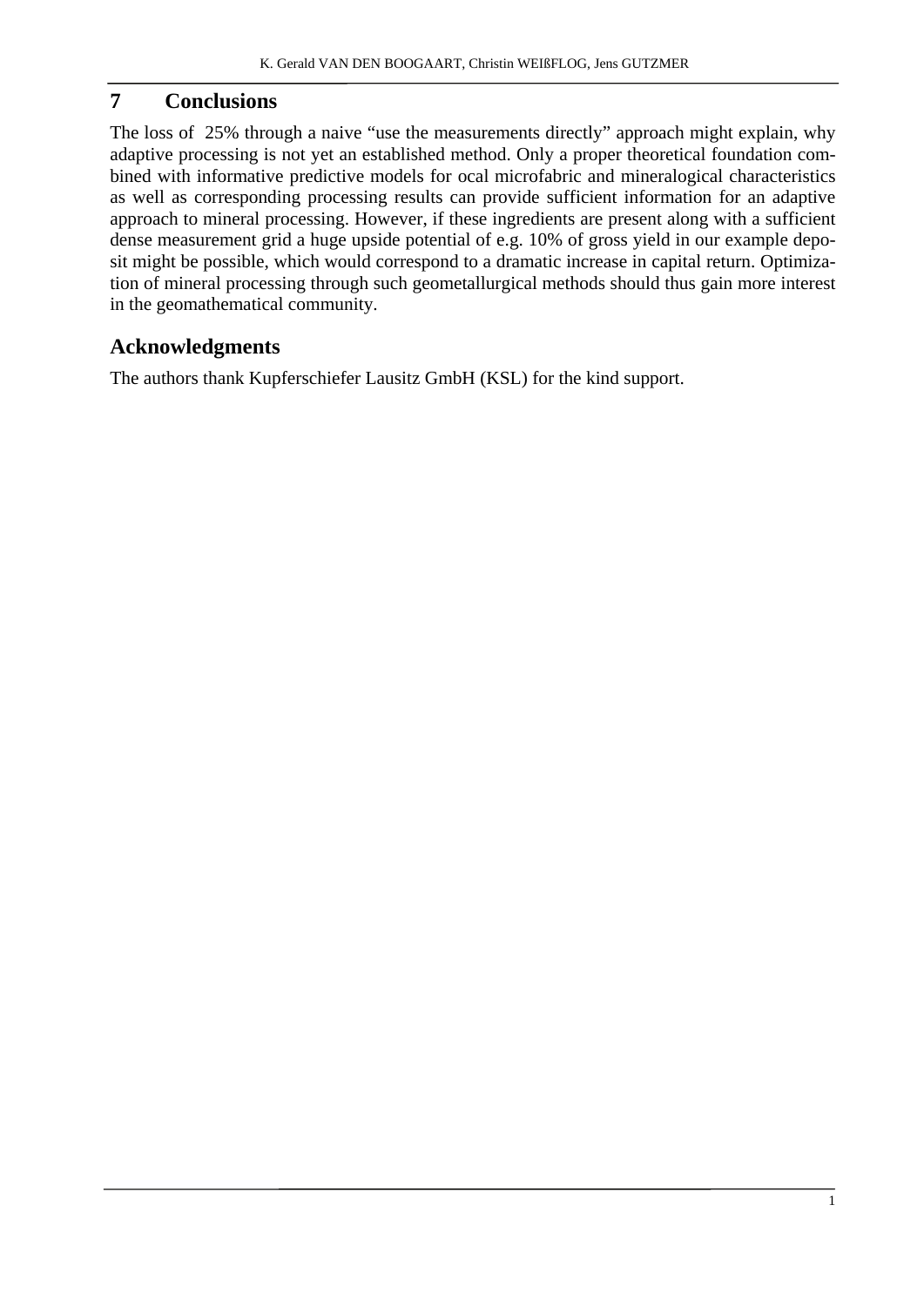## 7 Conclusions

The loss of 25% through a naive "use the measurements directly" approach might explain, why adaptive processing is not yet an established method. Only a proper theoretical foundation combined with informative predictive models for ocal microfabric and mineralogical characteristics as well as corresponding processing results can provide sufficient information for an adaptive approach to mineral processing. However, if these ingredients are present along with a sufficient dense measurement grid a huge upside potential of e.g. 10% of gross yield in our example deposit might be possible, which would correspond to a dramatic increase in capital return. Optimization of mineral processing through such geometallurgical methods should thus gain more interest in the geomathematical community.

## Acknowledgments

The authors thank Kupferschiefer Lausitz GmbH (KSL) for the kind support.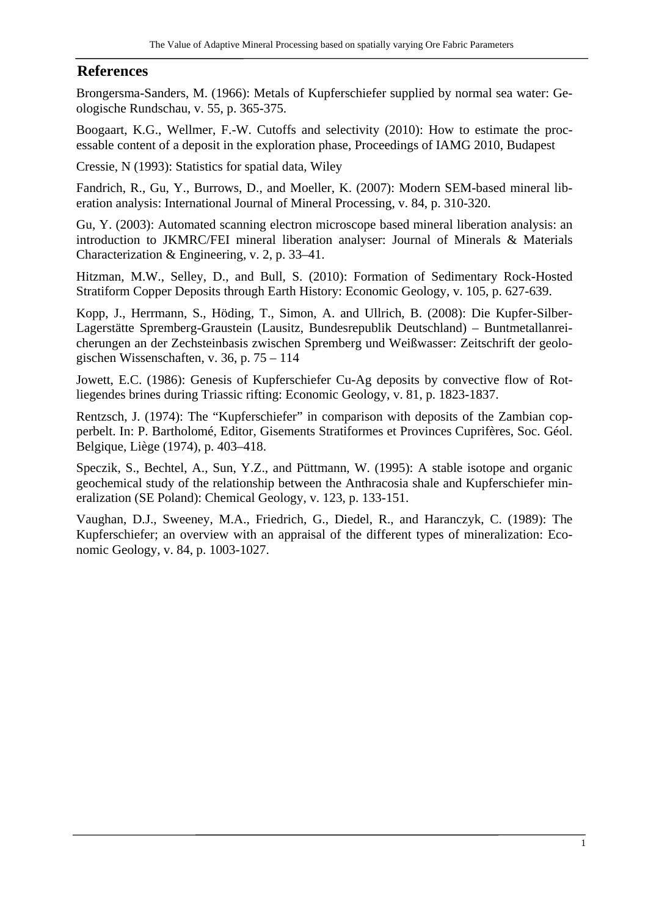## References

Brongersma-Sanders, M. (1966): Metals of Kupferschiefer supplied by normal sea water: Geologische Rundschau, v. 55, p. 365-375.

Boogaart, K.G., Wellmer, F.-W. Cutoffs and selectivity (2010): How to estimate the processable content of a deposit in the exploration phase, Proceedings of IAMG 2010, Budapest

Cressie, N (1993): Statistics for spatial data, Wiley

Fandrich, R., Gu, Y., Burrows, D., and Moeller, K. (2007): Modern SEM-based mineral liberation analysis: International Journal of Mineral Processing, v. 84, p. 310-320.

Gu, Y. (2003): Automated scanning electron microscope based mineral liberation analysis: an introduction to JKMRC/FEI mineral liberation analyser: Journal of Minerals & Materials Characterization & Engineering, v. 2, p. 33–41.

Hitzman, M.W., Selley, D., and Bull, S. (2010): Formation of Sedimentary Rock-Hosted Stratiform Copper Deposits through Earth History: Economic Geology, v. 105, p. 627-639.

Kopp, J., Herrmann, S., Höding, T., Simon, A. and Ullrich, B. (2008): Die Kupfer-Silber-Lagerstätte Spremberg-Graustein (Lausitz, Bundesrepublik Deutschland) – Buntmetallanreicherungen an der Zechsteinbasis zwischen Spremberg und Weißwasser: Zeitschrift der geologischen Wissenschaften, v. 36, p. 75 – 114

Jowett, E.C. (1986): Genesis of Kupferschiefer Cu-Ag deposits by convective flow of Rotliegendes brines during Triassic rifting: Economic Geology, v. 81, p. 1823-1837.

Rentzsch, J. (1974): The "Kupferschiefer" in comparison with deposits of the Zambian copperbelt. In: P. Bartholomé, Editor, Gisements Stratiformes et Provinces Cuprifères, Soc. Géol. Belgique, Liège (1974), p. 403–418.

Speczik, S., Bechtel, A., Sun, Y.Z., and Püttmann, W. (1995): A stable isotope and organic geochemical study of the relationship between the Anthracosia shale and Kupferschiefer mineralization (SE Poland): Chemical Geology, v. 123, p. 133-151.

Vaughan, D.J., Sweeney, M.A., Friedrich, G., Diedel, R., and Haranczyk, C. (1989): The Kupferschiefer; an overview with an appraisal of the different types of mineralization: Economic Geology, v. 84, p. 1003-1027.